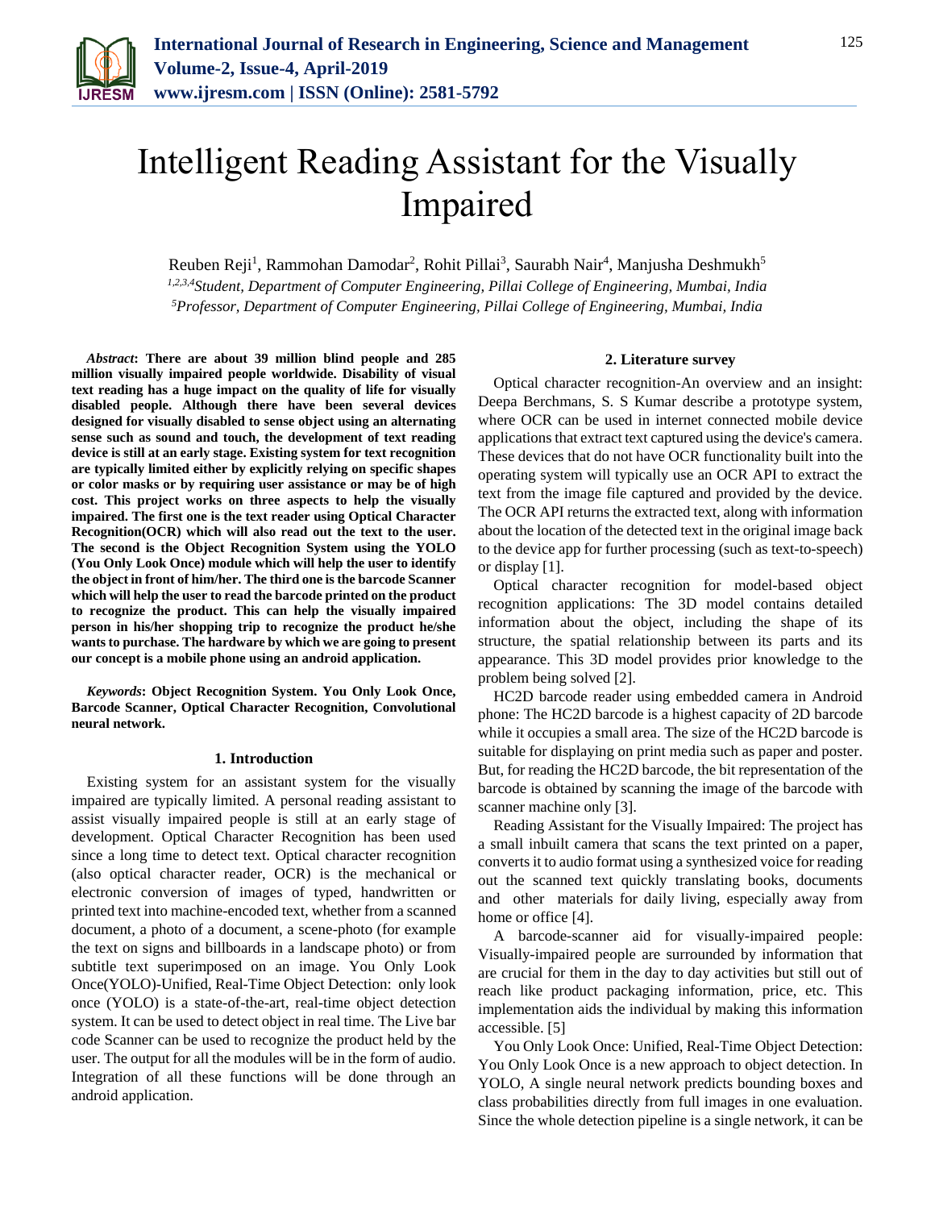# Intelligent Reading Assistant for the Visually Impaired

Reuben Reji[1], Rammohan Damodar[2], Rohit Pillai[3], Saurabh Nair[4], Manjusha Deshmukh[5]

*[1,2,3,4]Student, Department of Computer Engineering, Pillai College of Engineering, Mumbai, India*

*[5]Professor, Department of Computer Engineering, Pillai College of Engineering, Mumbai, India*

***Abstract*: There are about 39 million blind people and 285 million visually impaired people worldwide. Disability of visual text reading has a huge impact on the quality of life for visually disabled people. Although there have been several devices designed for visually disabled to sense object using an alternating sense such as sound and touch, the development of text reading device is still at an early stage. Existing system for text recognition are typically limited either by explicitly relying on specific shapes or color masks or by requiring user assistance or may be of high cost. This project works on three aspects to help the visually impaired. The first one is the text reader using Optical Character Recognition(OCR) which will also read out the text to the user. The second is the Object Recognition System using the YOLO (You Only Look Once) module which will help the user to identify the object in front of him/her. The third one is the barcode Scanner which will help the user to read the barcode printed on the product to recognize the product. This can help the visually impaired person in his/her shopping trip to recognize the product he/she wants to purchase. The hardware by which we are going to present our concept is a mobile phone using an android application.**

***Keywords*: Object Recognition System. You Only Look Once, Barcode Scanner, Optical Character Recognition, Convolutional neural network.**

## 1. Introduction

Existing system for an assistant system for the visually impaired are typically limited. A personal reading assistant to assist visually impaired people is still at an early stage of development. Optical Character Recognition has been used since a long time to detect text. Optical character recognition (also optical character reader, OCR) is the mechanical or electronic conversion of images of typed, handwritten or printed text into machine-encoded text, whether from a scanned document, a photo of a document, a scene-photo (for example the text on signs and billboards in a landscape photo) or from subtitle text superimposed on an image. You Only Look Once(YOLO)-Unified, Real-Time Object Detection: only look once (YOLO) is a state-of-the-art, real-time object detection system. It can be used to detect object in real time. The Live bar code Scanner can be used to recognize the product held by the user. The output for all the modules will be in the form of audio. Integration of all these functions will be done through an android application.

## 2. Literature survey

Optical character recognition-An overview and an insight: Deepa Berchmans, S. S Kumar describe a prototype system, where OCR can be used in internet connected mobile device applications that extract text captured using the device's camera. These devices that do not have OCR functionality built into the operating system will typically use an OCR API to extract the text from the image file captured and provided by the device. The OCR API returns the extracted text, along with information about the location of the detected text in the original image back to the device app for further processing (such as text-to-speech) or display [1].

Optical character recognition for model-based object recognition applications: The 3D model contains detailed information about the object, including the shape of its structure, the spatial relationship between its parts and its appearance. This 3D model provides prior knowledge to the problem being solved [2].

HC2D barcode reader using embedded camera in Android phone: The HC2D barcode is a highest capacity of 2D barcode while it occupies a small area. The size of the HC2D barcode is suitable for displaying on print media such as paper and poster. But, for reading the HC2D barcode, the bit representation of the barcode is obtained by scanning the image of the barcode with scanner machine only [3].

Reading Assistant for the Visually Impaired: The project has a small inbuilt camera that scans the text printed on a paper, converts it to audio format using a synthesized voice for reading out the scanned text quickly translating books, documents and other materials for daily living, especially away from home or office [4].

A barcode-scanner aid for visually-impaired people: Visually-impaired people are surrounded by information that are crucial for them in the day to day activities but still out of reach like product packaging information, price, etc. This implementation aids the individual by making this information accessible. [5]

You Only Look Once: Unified, Real-Time Object Detection: You Only Look Once is a new approach to object detection. In YOLO, A single neural network predicts bounding boxes and class probabilities directly from full images in one evaluation. Since the whole detection pipeline is a single network, it can be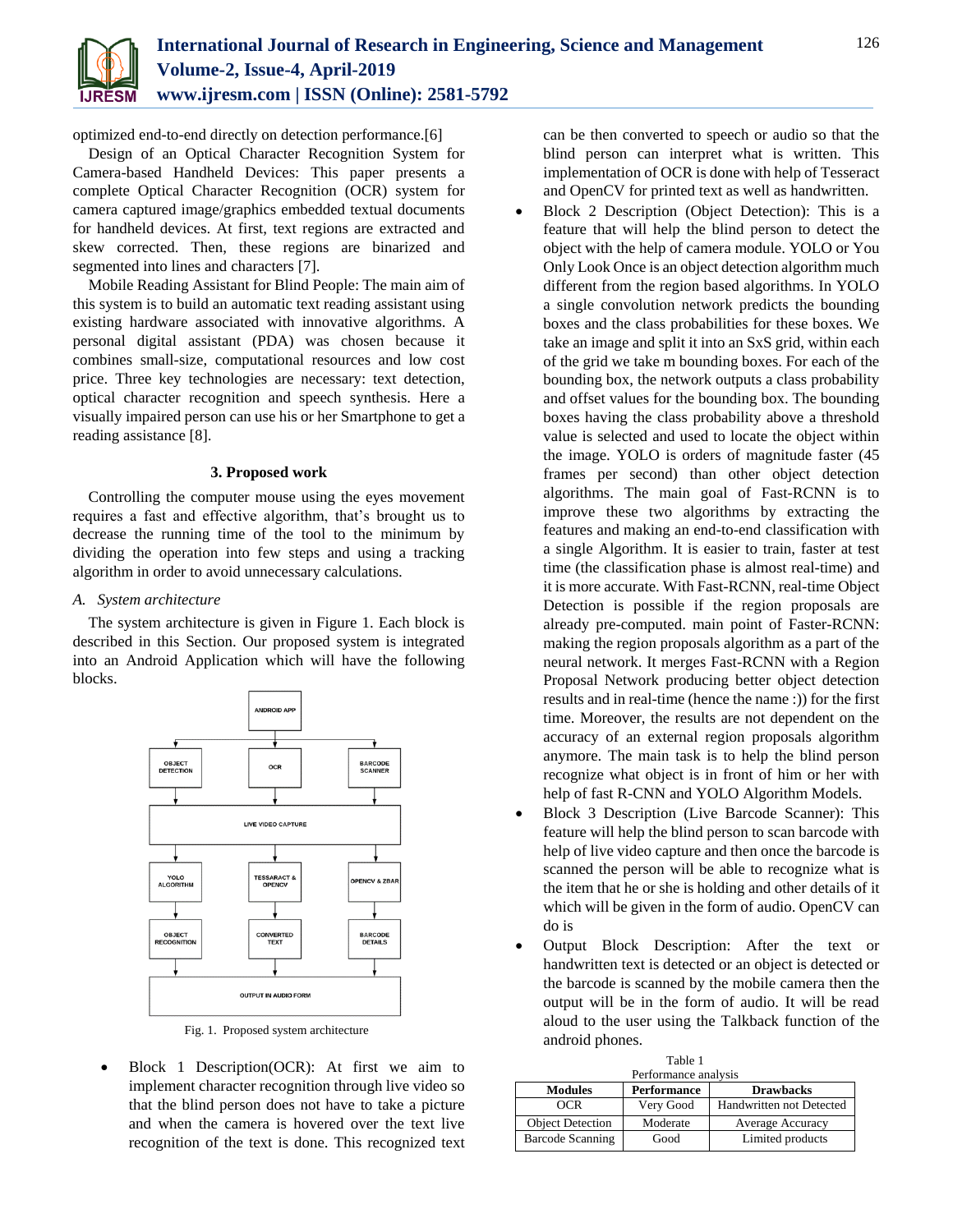optimized end-to-end directly on detection performance.[6]

Design of an Optical Character Recognition System for Camera-based Handheld Devices: This paper presents a complete Optical Character Recognition (OCR) system for camera captured image/graphics embedded textual documents for handheld devices. At first, text regions are extracted and skew corrected. Then, these regions are binarized and segmented into lines and characters [7].

Mobile Reading Assistant for Blind People: The main aim of this system is to build an automatic text reading assistant using existing hardware associated with innovative algorithms. A personal digital assistant (PDA) was chosen because it combines small-size, computational resources and low cost price. Three key technologies are necessary: text detection, optical character recognition and speech synthesis. Here a visually impaired person can use his or her Smartphone to get a reading assistance [8].

## 3. Proposed work

Controlling the computer mouse using the eyes movement requires a fast and effective algorithm, that's brought us to decrease the running time of the tool to the minimum by dividing the operation into few steps and using a tracking algorithm in order to avoid unnecessary calculations.

### *A. System architecture*

The system architecture is given in Figure 1. Each block is described in this Section. Our proposed system is integrated into an Android Application which will have the following blocks.

ANDROID APP → OBJECT DETECTION / OCR / BARCODE SCANNER → LIVE VIDEO CAPTURE → YOLO ALGORITHM / TESSARACT & OPENCV / OPENCV & ZBAR → OBJECT RECOGNITION / CONVERTED TEXT / BARCODE DETAILS → OUTPUT IN AUDIO FORM

Fig. 1. Proposed system architecture

- Block 1 Description(OCR): At first we aim to implement character recognition through live video so that the blind person does not have to take a picture and when the camera is hovered over the text live recognition of the text is done. This recognized text can be then converted to speech or audio so that the blind person can interpret what is written. This implementation of OCR is done with help of Tesseract and OpenCV for printed text as well as handwritten.
- Block 2 Description (Object Detection): This is a feature that will help the blind person to detect the object with the help of camera module. YOLO or You Only Look Once is an object detection algorithm much different from the region based algorithms. In YOLO a single convolution network predicts the bounding boxes and the class probabilities for these boxes. We take an image and split it into an SxS grid, within each of the grid we take m bounding boxes. For each of the bounding box, the network outputs a class probability and offset values for the bounding box. The bounding boxes having the class probability above a threshold value is selected and used to locate the object within the image. YOLO is orders of magnitude faster (45 frames per second) than other object detection algorithms. The main goal of Fast-RCNN is to improve these two algorithms by extracting the features and making an end-to-end classification with a single Algorithm. It is easier to train, faster at test time (the classification phase is almost real-time) and it is more accurate. With Fast-RCNN, real-time Object Detection is possible if the region proposals are already pre-computed. main point of Faster-RCNN: making the region proposals algorithm as a part of the neural network. It merges Fast-RCNN with a Region Proposal Network producing better object detection results and in real-time (hence the name :)) for the first time. Moreover, the results are not dependent on the accuracy of an external region proposals algorithm anymore. The main task is to help the blind person recognize what object is in front of him or her with help of fast R-CNN and YOLO Algorithm Models.
- Block 3 Description (Live Barcode Scanner): This feature will help the blind person to scan barcode with help of live video capture and then once the barcode is scanned the person will be able to recognize what is the item that he or she is holding and other details of it which will be given in the form of audio. OpenCV can do is
- Output Block Description: After the text or handwritten text is detected or an object is detected or the barcode is scanned by the mobile camera then the output will be in the form of audio. It will be read aloud to the user using the Talkback function of the android phones.

Table 1
Performance analysis

| Modules | Performance | Drawbacks |
|---|---|---|
| OCR | Very Good | Handwritten not Detected |
| Object Detection | Moderate | Average Accuracy |
| Barcode Scanning | Good | Limited products |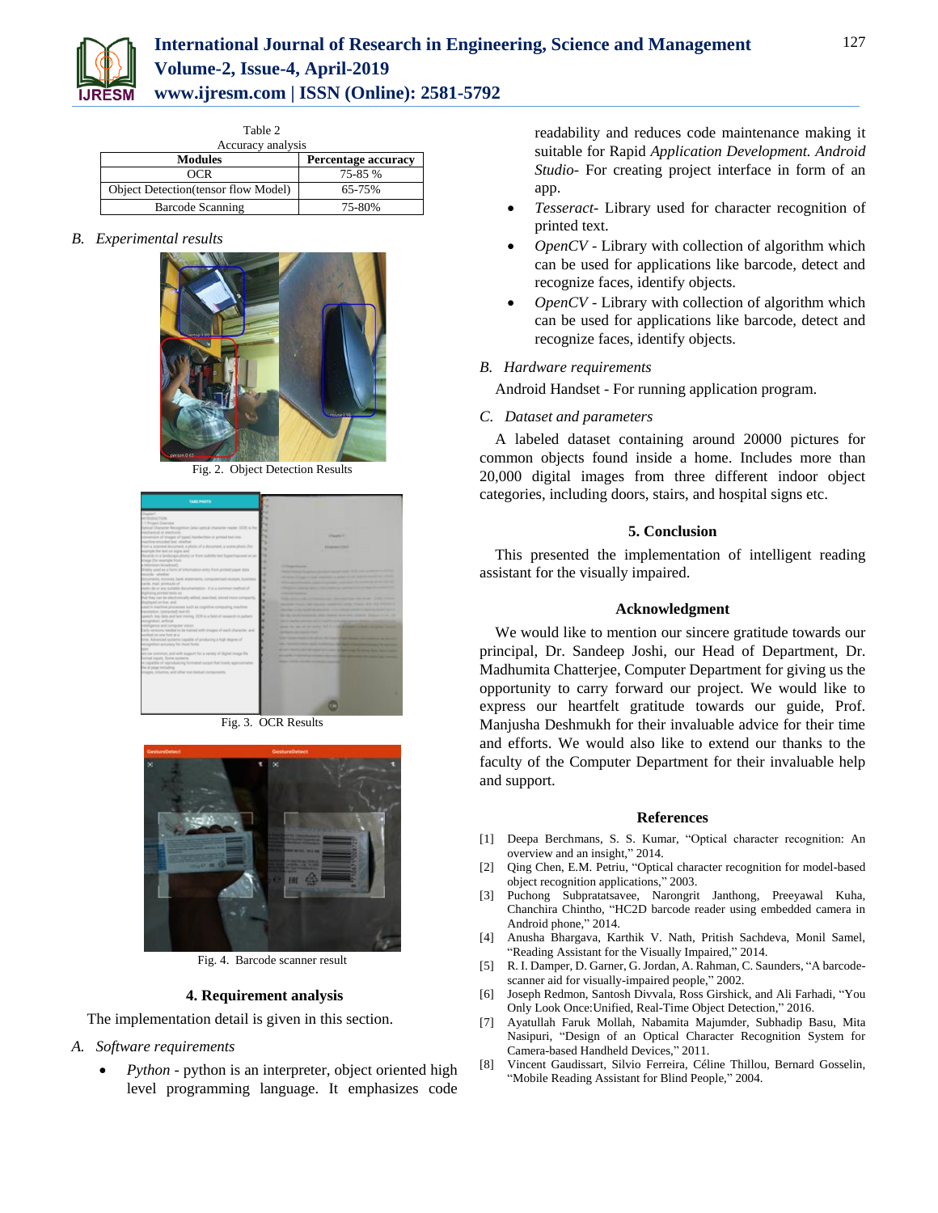Table 2
Accuracy analysis

| Modules | Percentage accuracy |
|---|---|
| OCR | 75-85 % |
| Object Detection(tensor flow Model) | 65-75% |
| Barcode Scanning | 75-80% |

### *B. Experimental results*

Fig. 2. Object Detection Results

Fig. 3. OCR Results

Fig. 4. Barcode scanner result

## 4. Requirement analysis

The implementation detail is given in this section.

### *A. Software requirements*

- *Python* - python is an interpreter, object oriented high level programming language. It emphasizes code readability and reduces code maintenance making it suitable for Rapid *Application Development. Android Studio*- For creating project interface in form of an app.
- *Tesseract*- Library used for character recognition of printed text.
- *OpenCV* - Library with collection of algorithm which can be used for applications like barcode, detect and recognize faces, identify objects.
- *OpenCV* - Library with collection of algorithm which can be used for applications like barcode, detect and recognize faces, identify objects.

### *B. Hardware requirements*

Android Handset - For running application program.

### *C. Dataset and parameters*

A labeled dataset containing around 20000 pictures for common objects found inside a home. Includes more than 20,000 digital images from three different indoor object categories, including doors, stairs, and hospital signs etc.

## 5. Conclusion

This presented the implementation of intelligent reading assistant for the visually impaired.

## Acknowledgment

We would like to mention our sincere gratitude towards our principal, Dr. Sandeep Joshi, our Head of Department, Dr. Madhumita Chatterjee, Computer Department for giving us the opportunity to carry forward our project. We would like to express our heartfelt gratitude towards our guide, Prof. Manjusha Deshmukh for their invaluable advice for their time and efforts. We would also like to extend our thanks to the faculty of the Computer Department for their invaluable help and support.

## References

[1] Deepa Berchmans, S. S. Kumar, "Optical character recognition: An overview and an insight," 2014.

[2] Qing Chen, E.M. Petriu, "Optical character recognition for model-based object recognition applications," 2003.

[3] Puchong Subpratatsavee, Narongrit Janthong, Preeyawal Kuha, Chanchira Chintho, "HC2D barcode reader using embedded camera in Android phone," 2014.

[4] Anusha Bhargava, Karthik V. Nath, Pritish Sachdeva, Monil Samel, "Reading Assistant for the Visually Impaired," 2014.

[5] R. I. Damper, D. Garner, G. Jordan, A. Rahman, C. Saunders, "A barcode-scanner aid for visually-impaired people," 2002.

[6] Joseph Redmon, Santosh Divvala, Ross Girshick, and Ali Farhadi, "You Only Look Once:Unified, Real-Time Object Detection," 2016.

[7] Ayatullah Faruk Mollah, Nabamita Majumder, Subhadip Basu, Mita Nasipuri, "Design of an Optical Character Recognition System for Camera-based Handheld Devices," 2011.

[8] Vincent Gaudissart, Silvio Ferreira, Céline Thillou, Bernard Gosselin, "Mobile Reading Assistant for Blind People," 2004.